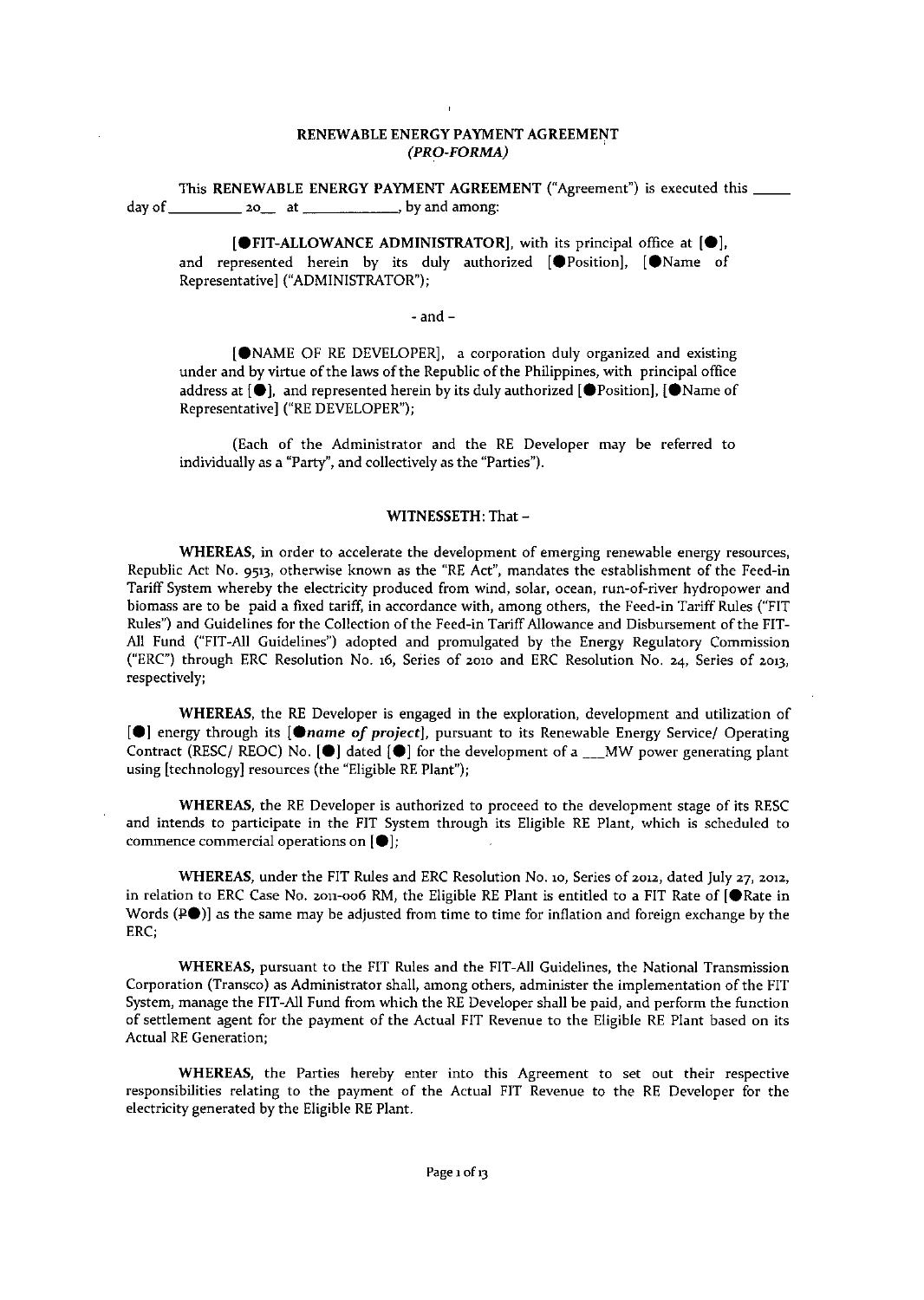# RENEWABLE ENERGY PAYMENT AGREEMENT
## *(PRO-FORMA)*

This **RENEWABLE ENERGY PAYMENT AGREEMENT** ("Agreement") is executed this _____ day of _________ 20__ at ___________, by and among:

> **[●FIT-ALLOWANCE ADMINISTRATOR]**, with its principal office at [●], and represented herein by its duly authorized [●Position], [●Name of Representative] ("ADMINISTRATOR");

- and -

> [●NAME OF RE DEVELOPER], a corporation duly organized and existing under and by virtue of the laws of the Republic of the Philippines, with principal office address at [●], and represented herein by its duly authorized [●Position], [●Name of Representative] ("RE DEVELOPER");

> (Each of the Administrator and the RE Developer may be referred to individually as a "Party", and collectively as the "Parties").

**WITNESSETH:** That -

**WHEREAS**, in order to accelerate the development of emerging renewable energy resources, Republic Act No. 9513, otherwise known as the "RE Act", mandates the establishment of the Feed-in Tariff System whereby the electricity produced from wind, solar, ocean, run-of-river hydropower and biomass are to be paid a fixed tariff, in accordance with, among others, the Feed-in Tariff Rules ("FIT Rules") and Guidelines for the Collection of the Feed-in Tariff Allowance and Disbursement of the FIT-All Fund ("FIT-All Guidelines") adopted and promulgated by the Energy Regulatory Commission ("ERC") through ERC Resolution No. 16, Series of 2010 and ERC Resolution No. 24, Series of 2013, respectively;

**WHEREAS**, the RE Developer is engaged in the exploration, development and utilization of [●] energy through its [***●name of project***], pursuant to its Renewable Energy Service/ Operating Contract (RESC/ REOC) No. [●] dated [●] for the development of a ___MW power generating plant using [technology] resources (the "Eligible RE Plant");

**WHEREAS**, the RE Developer is authorized to proceed to the development stage of its RESC and intends to participate in the FIT System through its Eligible RE Plant, which is scheduled to commence commercial operations on [●];

**WHEREAS**, under the FIT Rules and ERC Resolution No. 10, Series of 2012, dated July 27, 2012, in relation to ERC Case No. 2011-006 RM, the Eligible RE Plant is entitled to a FIT Rate of [●Rate in Words (₱●)] as the same may be adjusted from time to time for inflation and foreign exchange by the ERC;

**WHEREAS**, pursuant to the FIT Rules and the FIT-All Guidelines, the National Transmission Corporation (Transco) as Administrator shall, among others, administer the implementation of the FIT System, manage the FIT-All Fund from which the RE Developer shall be paid, and perform the function of settlement agent for the payment of the Actual FIT Revenue to the Eligible RE Plant based on its Actual RE Generation;

**WHEREAS**, the Parties hereby enter into this Agreement to set out their respective responsibilities relating to the payment of the Actual FIT Revenue to the RE Developer for the electricity generated by the Eligible RE Plant.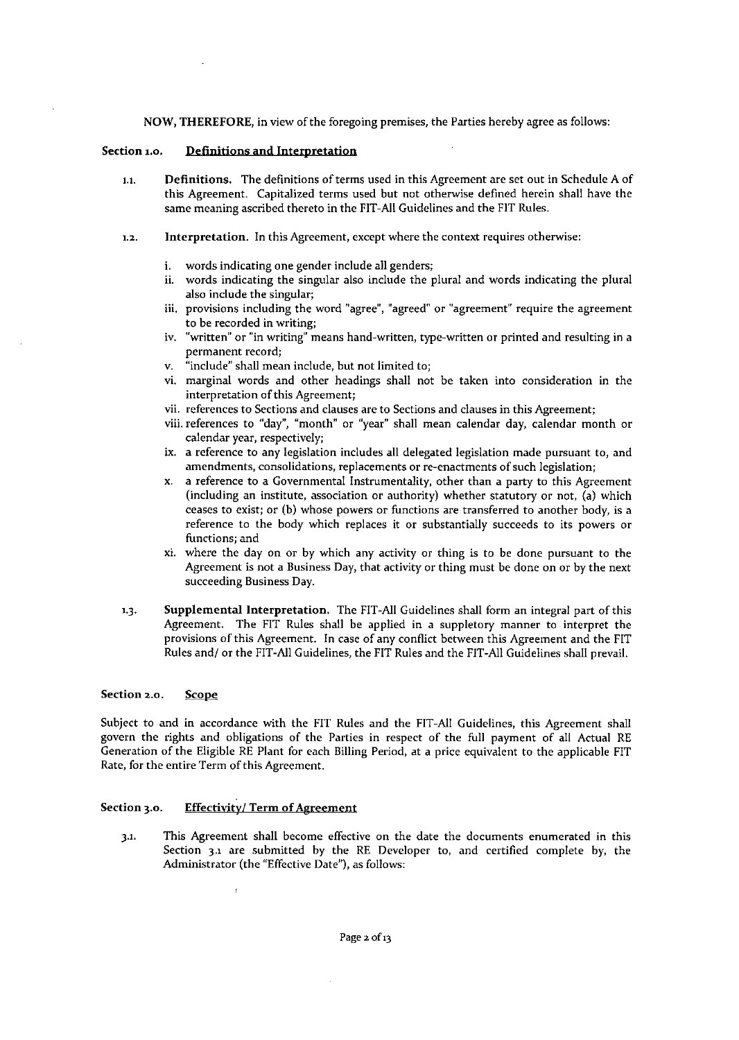**NOW, THEREFORE**, in view of the foregoing premises, the Parties hereby agree as follows:

## Section 1.0. Definitions and Interpretation

1.1. **Definitions.** The definitions of terms used in this Agreement are set out in Schedule A of this Agreement. Capitalized terms used but not otherwise defined herein shall have the same meaning ascribed thereto in the FIT-All Guidelines and the FIT Rules.

1.2. **Interpretation.** In this Agreement, except where the context requires otherwise:

i. words indicating one gender include all genders;
ii. words indicating the singular also include the plural and words indicating the plural also include the singular;
iii. provisions including the word "agree", "agreed" or "agreement" require the agreement to be recorded in writing;
iv. "written" or "in writing" means hand-written, type-written or printed and resulting in a permanent record;
v. "include" shall mean include, but not limited to;
vi. marginal words and other headings shall not be taken into consideration in the interpretation of this Agreement;
vii. references to Sections and clauses are to Sections and clauses in this Agreement;
viii. references to "day", "month" or "year" shall mean calendar day, calendar month or calendar year, respectively;
ix. a reference to any legislation includes all delegated legislation made pursuant to, and amendments, consolidations, replacements or re-enactments of such legislation;
x. a reference to a Governmental Instrumentality, other than a party to this Agreement (including an institute, association or authority) whether statutory or not, (a) which ceases to exist; or (b) whose powers or functions are transferred to another body, is a reference to the body which replaces it or substantially succeeds to its powers or functions; and
xi. where the day on or by which any activity or thing is to be done pursuant to the Agreement is not a Business Day, that activity or thing must be done on or by the next succeeding Business Day.

1.3. **Supplemental Interpretation.** The FIT-All Guidelines shall form an integral part of this Agreement. The FIT Rules shall be applied in a suppletory manner to interpret the provisions of this Agreement. In case of any conflict between this Agreement and the FIT Rules and/ or the FIT-All Guidelines, the FIT Rules and the FIT-All Guidelines shall prevail.

## Section 2.0. Scope

Subject to and in accordance with the FIT Rules and the FIT-All Guidelines, this Agreement shall govern the rights and obligations of the Parties in respect of the full payment of all Actual RE Generation of the Eligible RE Plant for each Billing Period, at a price equivalent to the applicable FIT Rate, for the entire Term of this Agreement.

## Section 3.0. Effectivity/ Term of Agreement

3.1. This Agreement shall become effective on the date the documents enumerated in this Section 3.1 are submitted by the RE Developer to, and certified complete by, the Administrator (the "Effective Date"), as follows: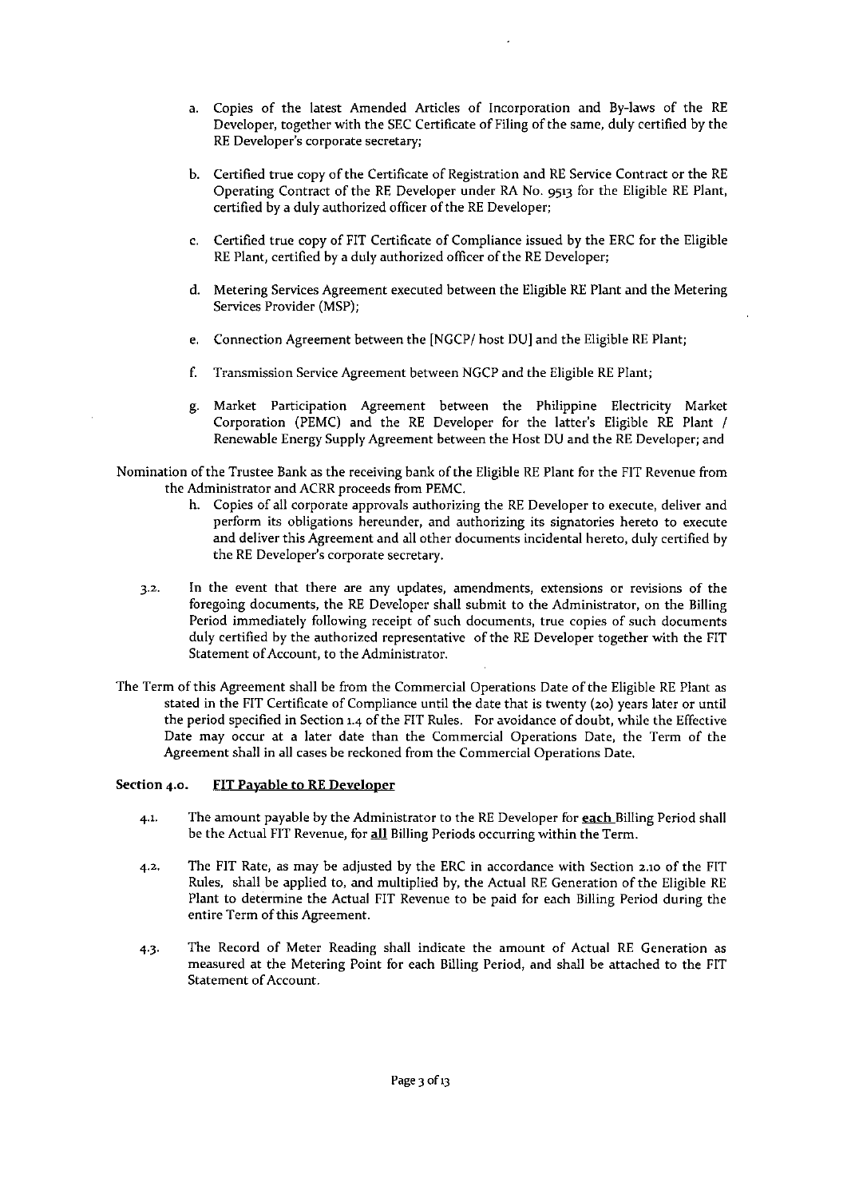a. Copies of the latest Amended Articles of Incorporation and By-laws of the RE Developer, together with the SEC Certificate of Filing of the same, duly certified by the RE Developer's corporate secretary;

b. Certified true copy of the Certificate of Registration and RE Service Contract or the RE Operating Contract of the RE Developer under RA No. 9513 for the Eligible RE Plant, certified by a duly authorized officer of the RE Developer;

c. Certified true copy of FIT Certificate of Compliance issued by the ERC for the Eligible RE Plant, certified by a duly authorized officer of the RE Developer;

d. Metering Services Agreement executed between the Eligible RE Plant and the Metering Services Provider (MSP);

e. Connection Agreement between the [NGCP/ host DU] and the Eligible RE Plant;

f. Transmission Service Agreement between NGCP and the Eligible RE Plant;

g. Market Participation Agreement between the Philippine Electricity Market Corporation (PEMC) and the RE Developer for the latter's Eligible RE Plant / Renewable Energy Supply Agreement between the Host DU and the RE Developer; and

Nomination of the Trustee Bank as the receiving bank of the Eligible RE Plant for the FIT Revenue from the Administrator and ACRR proceeds from PEMC.

h. Copies of all corporate approvals authorizing the RE Developer to execute, deliver and perform its obligations hereunder, and authorizing its signatories hereto to execute and deliver this Agreement and all other documents incidental hereto, duly certified by the RE Developer's corporate secretary.

3.2. In the event that there are any updates, amendments, extensions or revisions of the foregoing documents, the RE Developer shall submit to the Administrator, on the Billing Period immediately following receipt of such documents, true copies of such documents duly certified by the authorized representative of the RE Developer together with the FIT Statement of Account, to the Administrator.

The Term of this Agreement shall be from the Commercial Operations Date of the Eligible RE Plant as stated in the FIT Certificate of Compliance until the date that is twenty (20) years later or until the period specified in Section 1.4 of the FIT Rules. For avoidance of doubt, while the Effective Date may occur at a later date than the Commercial Operations Date, the Term of the Agreement shall in all cases be reckoned from the Commercial Operations Date.

**Section 4.0. <u>FIT Payable to RE Developer</u>**

4.1. The amount payable by the Administrator to the RE Developer for **<u>each</u>** Billing Period shall be the Actual FIT Revenue, for **<u>all</u>** Billing Periods occurring within the Term.

4.2. The FIT Rate, as may be adjusted by the ERC in accordance with Section 2.10 of the FIT Rules, shall be applied to, and multiplied by, the Actual RE Generation of the Eligible RE Plant to determine the Actual FIT Revenue to be paid for each Billing Period during the entire Term of this Agreement.

4.3. The Record of Meter Reading shall indicate the amount of Actual RE Generation as measured at the Metering Point for each Billing Period, and shall be attached to the FIT Statement of Account.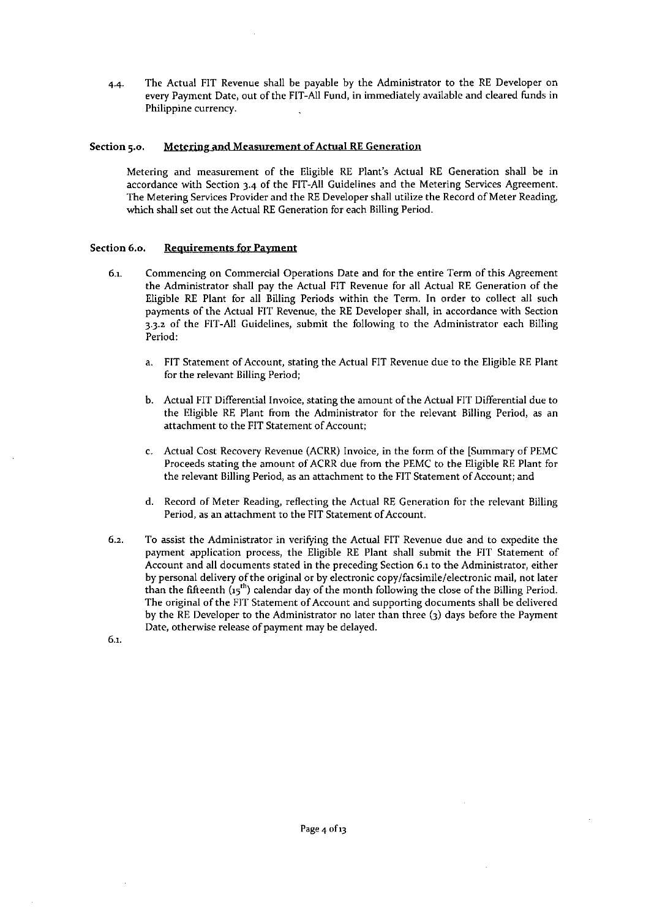4.4. The Actual FIT Revenue shall be payable by the Administrator to the RE Developer on every Payment Date, out of the FIT-All Fund, in immediately available and cleared funds in Philippine currency.

**Section 5.0. Metering and Measurement of Actual RE Generation**

Metering and measurement of the Eligible RE Plant's Actual RE Generation shall be in accordance with Section 3.4 of the FIT-All Guidelines and the Metering Services Agreement. The Metering Services Provider and the RE Developer shall utilize the Record of Meter Reading, which shall set out the Actual RE Generation for each Billing Period.

**Section 6.0. Requirements for Payment**

6.1. Commencing on Commercial Operations Date and for the entire Term of this Agreement the Administrator shall pay the Actual FIT Revenue for all Actual RE Generation of the Eligible RE Plant for all Billing Periods within the Term. In order to collect all such payments of the Actual FIT Revenue, the RE Developer shall, in accordance with Section 3.3.2 of the FIT-All Guidelines, submit the following to the Administrator each Billing Period:

a. FIT Statement of Account, stating the Actual FIT Revenue due to the Eligible RE Plant for the relevant Billing Period;

b. Actual FIT Differential Invoice, stating the amount of the Actual FIT Differential due to the Eligible RE Plant from the Administrator for the relevant Billing Period, as an attachment to the FIT Statement of Account;

c. Actual Cost Recovery Revenue (ACRR) Invoice, in the form of the [Summary of PEMC Proceeds stating the amount of ACRR due from the PEMC to the Eligible RE Plant for the relevant Billing Period, as an attachment to the FIT Statement of Account; and

d. Record of Meter Reading, reflecting the Actual RE Generation for the relevant Billing Period, as an attachment to the FIT Statement of Account.

6.2. To assist the Administrator in verifying the Actual FIT Revenue due and to expedite the payment application process, the Eligible RE Plant shall submit the FIT Statement of Account and all documents stated in the preceding Section 6.1 to the Administrator, either by personal delivery of the original or by electronic copy/facsimile/electronic mail, not later than the fifteenth (15th) calendar day of the month following the close of the Billing Period. The original of the FIT Statement of Account and supporting documents shall be delivered by the RE Developer to the Administrator no later than three (3) days before the Payment Date, otherwise release of payment may be delayed.

6.1.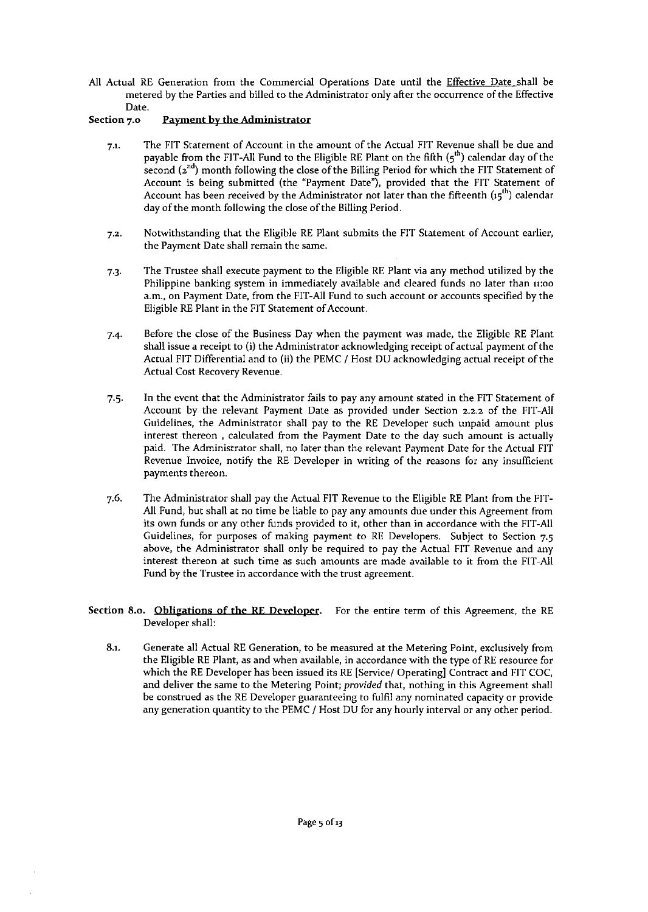All Actual RE Generation from the Commercial Operations Date until the Effective Date shall be metered by the Parties and billed to the Administrator only after the occurrence of the Effective Date.

**Section 7.0 Payment by the Administrator**

7.1. The FIT Statement of Account in the amount of the Actual FIT Revenue shall be due and payable from the FIT-All Fund to the Eligible RE Plant on the fifth (5th) calendar day of the second (2nd) month following the close of the Billing Period for which the FIT Statement of Account is being submitted (the "Payment Date"), provided that the FIT Statement of Account has been received by the Administrator not later than the fifteenth (15th) calendar day of the month following the close of the Billing Period.

7.2. Notwithstanding that the Eligible RE Plant submits the FIT Statement of Account earlier, the Payment Date shall remain the same.

7.3. The Trustee shall execute payment to the Eligible RE Plant via any method utilized by the Philippine banking system in immediately available and cleared funds no later than 11:00 a.m., on Payment Date, from the FIT-All Fund to such account or accounts specified by the Eligible RE Plant in the FIT Statement of Account.

7.4. Before the close of the Business Day when the payment was made, the Eligible RE Plant shall issue a receipt to (i) the Administrator acknowledging receipt of actual payment of the Actual FIT Differential and to (ii) the PEMC / Host DU acknowledging actual receipt of the Actual Cost Recovery Revenue.

7.5. In the event that the Administrator fails to pay any amount stated in the FIT Statement of Account by the relevant Payment Date as provided under Section 2.2.2 of the FIT-All Guidelines, the Administrator shall pay to the RE Developer such unpaid amount plus interest thereon , calculated from the Payment Date to the day such amount is actually paid. The Administrator shall, no later than the relevant Payment Date for the Actual FIT Revenue Invoice, notify the RE Developer in writing of the reasons for any insufficient payments thereon.

7.6. The Administrator shall pay the Actual FIT Revenue to the Eligible RE Plant from the FIT-All Fund, but shall at no time be liable to pay any amounts due under this Agreement from its own funds or any other funds provided to it, other than in accordance with the FIT-All Guidelines, for purposes of making payment to RE Developers. Subject to Section 7.5 above, the Administrator shall only be required to pay the Actual FIT Revenue and any interest thereon at such time as such amounts are made available to it from the FIT-All Fund by the Trustee in accordance with the trust agreement.

**Section 8.0. Obligations of the RE Developer.** For the entire term of this Agreement, the RE Developer shall:

8.1. Generate all Actual RE Generation, to be measured at the Metering Point, exclusively from the Eligible RE Plant, as and when available, in accordance with the type of RE resource for which the RE Developer has been issued its RE [Service/ Operating] Contract and FIT COC, and deliver the same to the Metering Point; *provided* that, nothing in this Agreement shall be construed as the RE Developer guaranteeing to fulfil any nominated capacity or provide any generation quantity to the PEMC / Host DU for any hourly interval or any other period.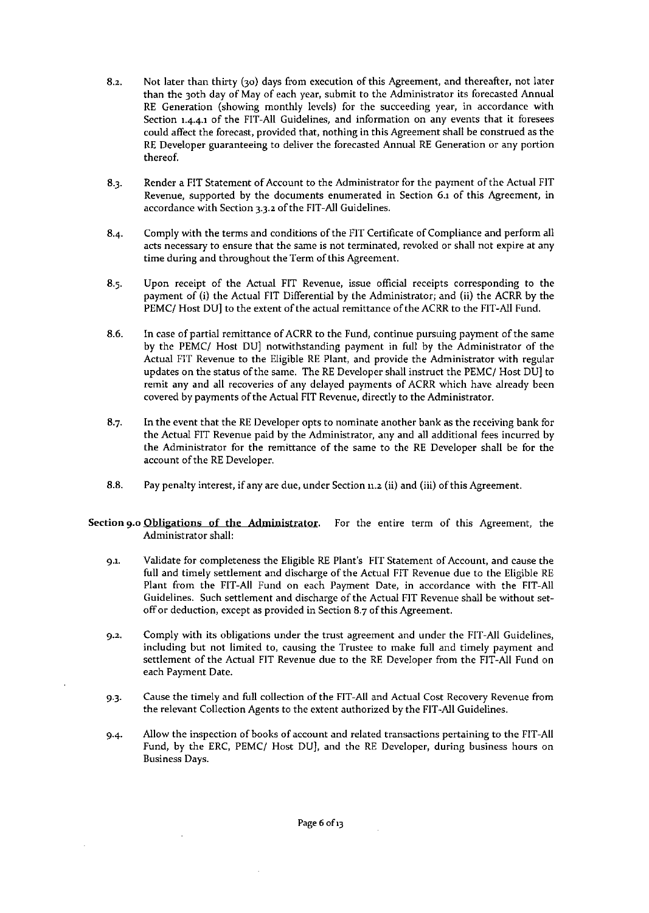8.2. Not later than thirty (30) days from execution of this Agreement, and thereafter, not later than the 30th day of May of each year, submit to the Administrator its forecasted Annual RE Generation (showing monthly levels) for the succeeding year, in accordance with Section 1.4.4.1 of the FIT-All Guidelines, and information on any events that it foresees could affect the forecast, provided that, nothing in this Agreement shall be construed as the RE Developer guaranteeing to deliver the forecasted Annual RE Generation or any portion thereof.

8.3. Render a FIT Statement of Account to the Administrator for the payment of the Actual FIT Revenue, supported by the documents enumerated in Section 6.1 of this Agreement, in accordance with Section 3.3.2 of the FIT-All Guidelines.

8.4. Comply with the terms and conditions of the FIT Certificate of Compliance and perform all acts necessary to ensure that the same is not terminated, revoked or shall not expire at any time during and throughout the Term of this Agreement.

8.5. Upon receipt of the Actual FIT Revenue, issue official receipts corresponding to the payment of (i) the Actual FIT Differential by the Administrator; and (ii) the ACRR by the PEMC/ Host DU] to the extent of the actual remittance of the ACRR to the FIT-All Fund.

8.6. In case of partial remittance of ACRR to the Fund, continue pursuing payment of the same by the PEMC/ Host DU] notwithstanding payment in full by the Administrator of the Actual FIT Revenue to the Eligible RE Plant, and provide the Administrator with regular updates on the status of the same. The RE Developer shall instruct the PEMC/ Host DU] to remit any and all recoveries of any delayed payments of ACRR which have already been covered by payments of the Actual FIT Revenue, directly to the Administrator.

8.7. In the event that the RE Developer opts to nominate another bank as the receiving bank for the Actual FIT Revenue paid by the Administrator, any and all additional fees incurred by the Administrator for the remittance of the same to the RE Developer shall be for the account of the RE Developer.

8.8. Pay penalty interest, if any are due, under Section 11.2 (ii) and (iii) of this Agreement.

**Section 9.0** <u>Obligations of the Administrator</u>. For the entire term of this Agreement, the Administrator shall:

9.1. Validate for completeness the Eligible RE Plant's FIT Statement of Account, and cause the full and timely settlement and discharge of the Actual FIT Revenue due to the Eligible RE Plant from the FIT-All Fund on each Payment Date, in accordance with the FIT-All Guidelines. Such settlement and discharge of the Actual FIT Revenue shall be without set-off or deduction, except as provided in Section 8.7 of this Agreement.

9.2. Comply with its obligations under the trust agreement and under the FIT-All Guidelines, including but not limited to, causing the Trustee to make full and timely payment and settlement of the Actual FIT Revenue due to the RE Developer from the FIT-All Fund on each Payment Date.

9.3. Cause the timely and full collection of the FIT-All and Actual Cost Recovery Revenue from the relevant Collection Agents to the extent authorized by the FIT-All Guidelines.

9.4. Allow the inspection of books of account and related transactions pertaining to the FIT-All Fund, by the ERC, PEMC/ Host DU], and the RE Developer, during business hours on Business Days.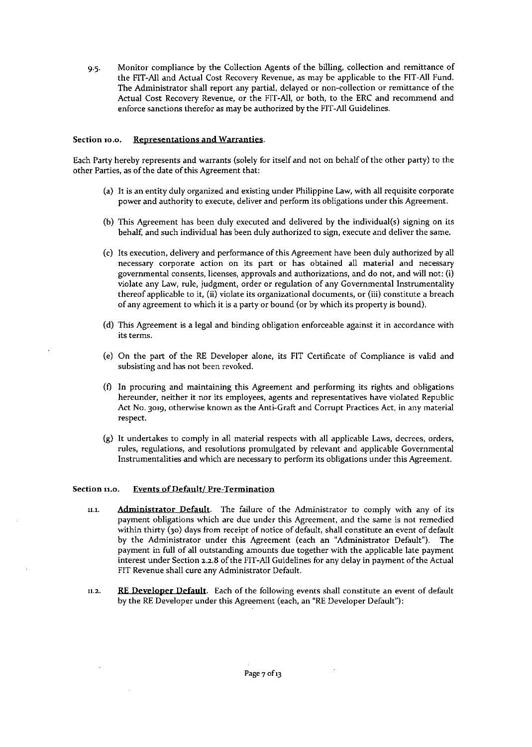9.5. Monitor compliance by the Collection Agents of the billing, collection and remittance of the FIT-All and Actual Cost Recovery Revenue, as may be applicable to the FIT-All Fund. The Administrator shall report any partial, delayed or non-collection or remittance of the Actual Cost Recovery Revenue, or the FIT-All, or both, to the ERC and recommend and enforce sanctions therefor as may be authorized by the FIT-All Guidelines.

### Section 10.0. Representations and Warranties.

Each Party hereby represents and warrants (solely for itself and not on behalf of the other party) to the other Parties, as of the date of this Agreement that:

(a) It is an entity duly organized and existing under Philippine Law, with all requisite corporate power and authority to execute, deliver and perform its obligations under this Agreement.

(b) This Agreement has been duly executed and delivered by the individual(s) signing on its behalf, and such individual has been duly authorized to sign, execute and deliver the same.

(c) Its execution, delivery and performance of this Agreement have been duly authorized by all necessary corporate action on its part or has obtained all material and necessary governmental consents, licenses, approvals and authorizations, and do not, and will not: (i) violate any Law, rule, judgment, order or regulation of any Governmental Instrumentality thereof applicable to it, (ii) violate its organizational documents, or (iii) constitute a breach of any agreement to which it is a party or bound (or by which its property is bound).

(d) This Agreement is a legal and binding obligation enforceable against it in accordance with its terms.

(e) On the part of the RE Developer alone, its FIT Certificate of Compliance is valid and subsisting and has not been revoked.

(f) In procuring and maintaining this Agreement and performing its rights and obligations hereunder, neither it nor its employees, agents and representatives have violated Republic Act No. 3019, otherwise known as the Anti-Graft and Corrupt Practices Act, in any material respect.

(g) It undertakes to comply in all material respects with all applicable Laws, decrees, orders, rules, regulations, and resolutions promulgated by relevant and applicable Governmental Instrumentalities and which are necessary to perform its obligations under this Agreement.

### Section 11.0. Events of Default/ Pre-Termination

11.1. **Administrator Default**. The failure of the Administrator to comply with any of its payment obligations which are due under this Agreement, and the same is not remedied within thirty (30) days from receipt of notice of default, shall constitute an event of default by the Administrator under this Agreement (each an "Administrator Default"). The payment in full of all outstanding amounts due together with the applicable late payment interest under Section 2.2.8 of the FIT-All Guidelines for any delay in payment of the Actual FIT Revenue shall cure any Administrator Default.

11.2. **RE Developer Default**. Each of the following events shall constitute an event of default by the RE Developer under this Agreement (each, an "RE Developer Default"):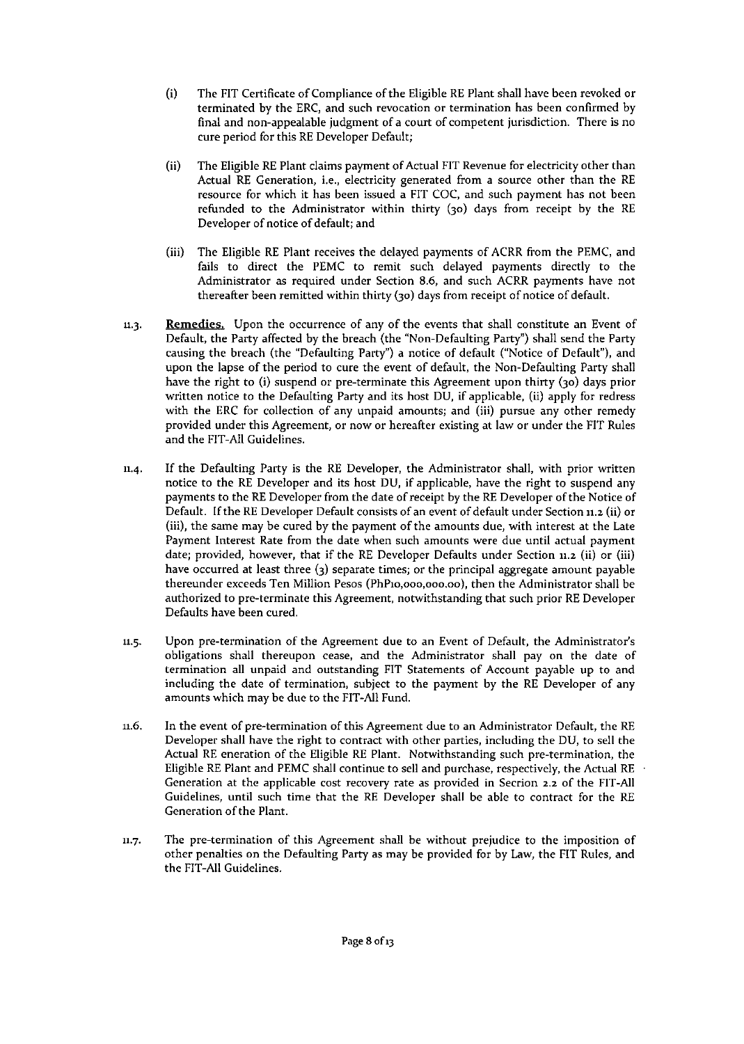(i) The FIT Certificate of Compliance of the Eligible RE Plant shall have been revoked or terminated by the ERC, and such revocation or termination has been confirmed by final and non-appealable judgment of a court of competent jurisdiction. There is no cure period for this RE Developer Default;

(ii) The Eligible RE Plant claims payment of Actual FIT Revenue for electricity other than Actual RE Generation, i.e., electricity generated from a source other than the RE resource for which it has been issued a FIT COC, and such payment has not been refunded to the Administrator within thirty (30) days from receipt by the RE Developer of notice of default; and

(iii) The Eligible RE Plant receives the delayed payments of ACRR from the PEMC, and fails to direct the PEMC to remit such delayed payments directly to the Administrator as required under Section 8.6, and such ACRR payments have not thereafter been remitted within thirty (30) days from receipt of notice of default.

11.3. **Remedies.** Upon the occurrence of any of the events that shall constitute an Event of Default, the Party affected by the breach (the "Non-Defaulting Party") shall send the Party causing the breach (the "Defaulting Party") a notice of default ("Notice of Default"), and upon the lapse of the period to cure the event of default, the Non-Defaulting Party shall have the right to (i) suspend or pre-terminate this Agreement upon thirty (30) days prior written notice to the Defaulting Party and its host DU, if applicable, (ii) apply for redress with the ERC for collection of any unpaid amounts; and (iii) pursue any other remedy provided under this Agreement, or now or hereafter existing at law or under the FIT Rules and the FIT-All Guidelines.

11.4. If the Defaulting Party is the RE Developer, the Administrator shall, with prior written notice to the RE Developer and its host DU, if applicable, have the right to suspend any payments to the RE Developer from the date of receipt by the RE Developer of the Notice of Default. If the RE Developer Default consists of an event of default under Section 11.2 (ii) or (iii), the same may be cured by the payment of the amounts due, with interest at the Late Payment Interest Rate from the date when such amounts were due until actual payment date; provided, however, that if the RE Developer Defaults under Section 11.2 (ii) or (iii) have occurred at least three (3) separate times; or the principal aggregate amount payable thereunder exceeds Ten Million Pesos (PhP10,000,000.00), then the Administrator shall be authorized to pre-terminate this Agreement, notwithstanding that such prior RE Developer Defaults have been cured.

11.5. Upon pre-termination of the Agreement due to an Event of Default, the Administrator's obligations shall thereupon cease, and the Administrator shall pay on the date of termination all unpaid and outstanding FIT Statements of Account payable up to and including the date of termination, subject to the payment by the RE Developer of any amounts which may be due to the FIT-All Fund.

11.6. In the event of pre-termination of this Agreement due to an Administrator Default, the RE Developer shall have the right to contract with other parties, including the DU, to sell the Actual RE eneration of the Eligible RE Plant. Notwithstanding such pre-termination, the Eligible RE Plant and PEMC shall continue to sell and purchase, respectively, the Actual RE Generation at the applicable cost recovery rate as provided in Secrion 2.2 of the FIT-All Guidelines, until such time that the RE Developer shall be able to contract for the RE Generation of the Plant.

11.7. The pre-termination of this Agreement shall be without prejudice to the imposition of other penalties on the Defaulting Party as may be provided for by Law, the FIT Rules, and the FIT-All Guidelines.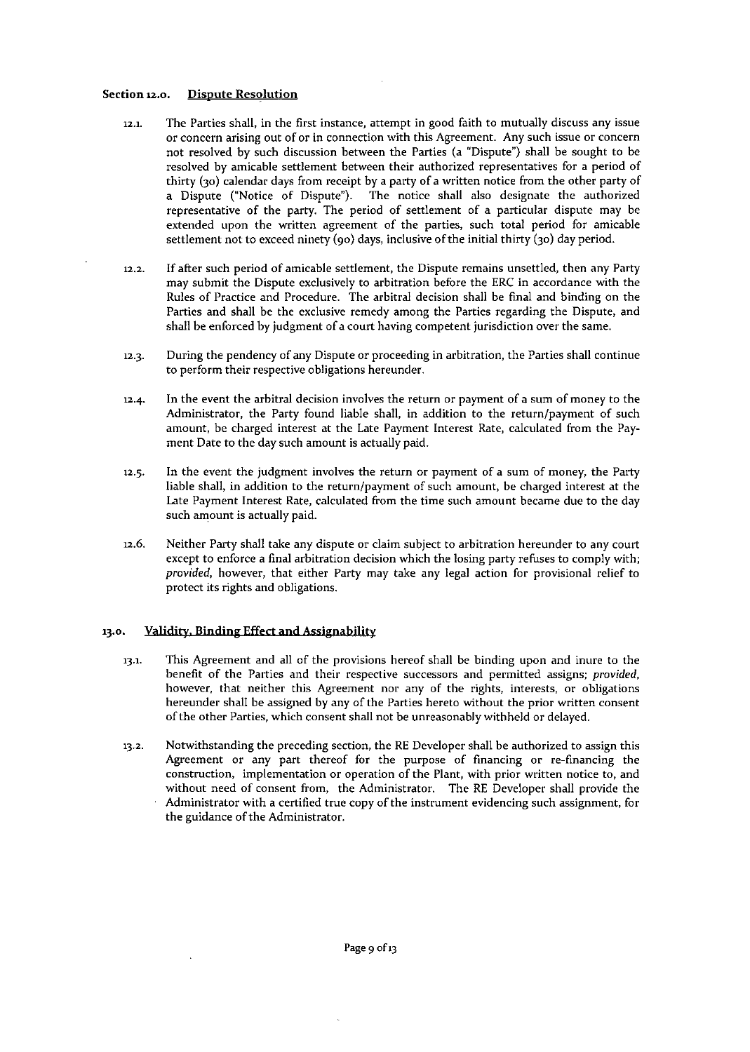## Section 12.0. Dispute Resolution

12.1. The Parties shall, in the first instance, attempt in good faith to mutually discuss any issue or concern arising out of or in connection with this Agreement. Any such issue or concern not resolved by such discussion between the Parties (a "Dispute") shall be sought to be resolved by amicable settlement between their authorized representatives for a period of thirty (30) calendar days from receipt by a party of a written notice from the other party of a Dispute ("Notice of Dispute"). The notice shall also designate the authorized representative of the party. The period of settlement of a particular dispute may be extended upon the written agreement of the parties, such total period for amicable settlement not to exceed ninety (90) days, inclusive of the initial thirty (30) day period.

12.2. If after such period of amicable settlement, the Dispute remains unsettled, then any Party may submit the Dispute exclusively to arbitration before the ERC in accordance with the Rules of Practice and Procedure. The arbitral decision shall be final and binding on the Parties and shall be the exclusive remedy among the Parties regarding the Dispute, and shall be enforced by judgment of a court having competent jurisdiction over the same.

12.3. During the pendency of any Dispute or proceeding in arbitration, the Parties shall continue to perform their respective obligations hereunder.

12.4. In the event the arbitral decision involves the return or payment of a sum of money to the Administrator, the Party found liable shall, in addition to the return/payment of such amount, be charged interest at the Late Payment Interest Rate, calculated from the Payment Date to the day such amount is actually paid.

12.5. In the event the judgment involves the return or payment of a sum of money, the Party liable shall, in addition to the return/payment of such amount, be charged interest at the Late Payment Interest Rate, calculated from the time such amount became due to the day such amount is actually paid.

12.6. Neither Party shall take any dispute or claim subject to arbitration hereunder to any court except to enforce a final arbitration decision which the losing party refuses to comply with; *provided*, however, that either Party may take any legal action for provisional relief to protect its rights and obligations.

## 13.0. Validity, Binding Effect and Assignability

13.1. This Agreement and all of the provisions hereof shall be binding upon and inure to the benefit of the Parties and their respective successors and permitted assigns; *provided*, however, that neither this Agreement nor any of the rights, interests, or obligations hereunder shall be assigned by any of the Parties hereto without the prior written consent of the other Parties, which consent shall not be unreasonably withheld or delayed.

13.2. Notwithstanding the preceding section, the RE Developer shall be authorized to assign this Agreement or any part thereof for the purpose of financing or re-financing the construction, implementation or operation of the Plant, with prior written notice to, and without need of consent from, the Administrator. The RE Developer shall provide the Administrator with a certified true copy of the instrument evidencing such assignment, for the guidance of the Administrator.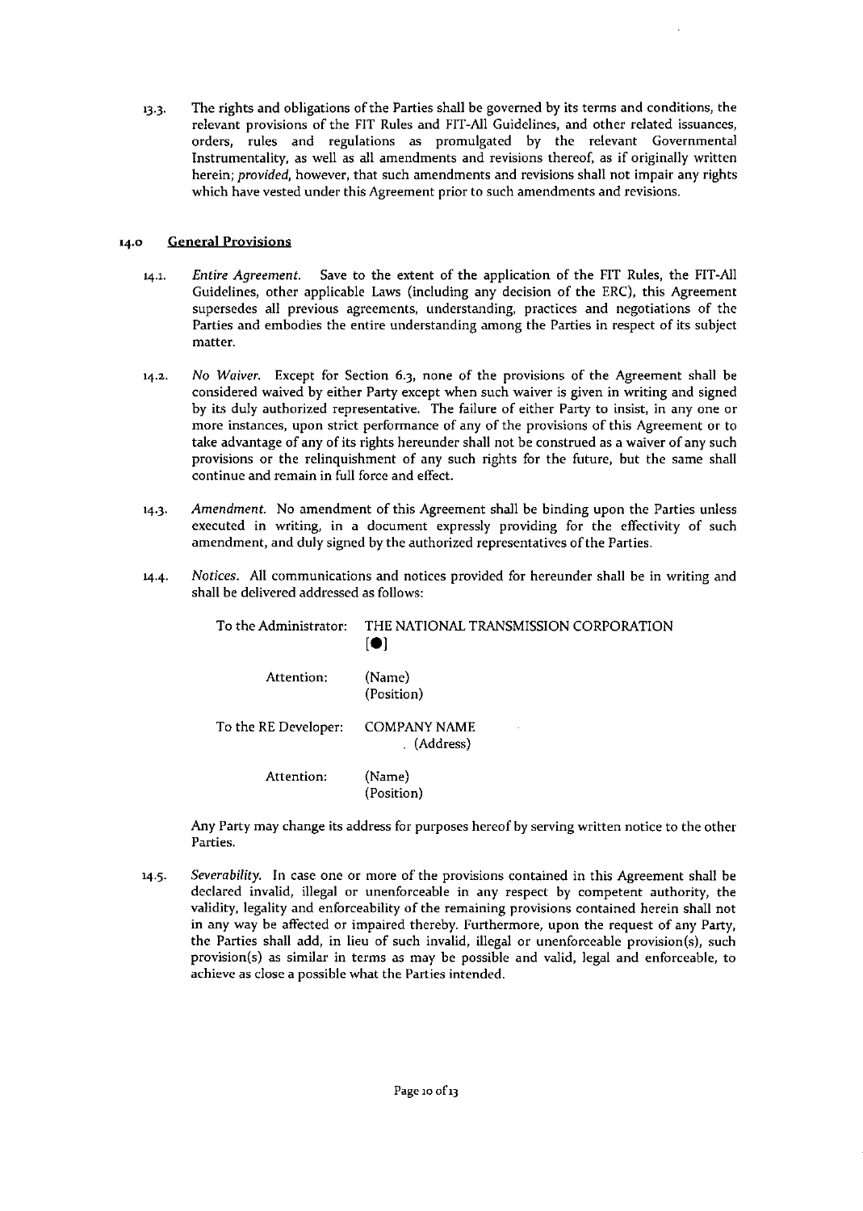13.3. The rights and obligations of the Parties shall be governed by its terms and conditions, the relevant provisions of the FIT Rules and FIT-All Guidelines, and other related issuances, orders, rules and regulations as promulgated by the relevant Governmental Instrumentality, as well as all amendments and revisions thereof, as if originally written herein; *provided*, however, that such amendments and revisions shall not impair any rights which have vested under this Agreement prior to such amendments and revisions.

## 14.0 General Provisions

14.1. *Entire Agreement.* Save to the extent of the application of the FIT Rules, the FIT-All Guidelines, other applicable Laws (including any decision of the ERC), this Agreement supersedes all previous agreements, understanding, practices and negotiations of the Parties and embodies the entire understanding among the Parties in respect of its subject matter.

14.2. *No Waiver.* Except for Section 6.3, none of the provisions of the Agreement shall be considered waived by either Party except when such waiver is given in writing and signed by its duly authorized representative. The failure of either Party to insist, in any one or more instances, upon strict performance of any of the provisions of this Agreement or to take advantage of any of its rights hereunder shall not be construed as a waiver of any such provisions or the relinquishment of any such rights for the future, but the same shall continue and remain in full force and effect.

14.3. *Amendment.* No amendment of this Agreement shall be binding upon the Parties unless executed in writing, in a document expressly providing for the effectivity of such amendment, and duly signed by the authorized representatives of the Parties.

14.4. *Notices.* All communications and notices provided for hereunder shall be in writing and shall be delivered addressed as follows:

To the Administrator: THE NATIONAL TRANSMISSION CORPORATION
[●]

Attention: (Name)
(Position)

To the RE Developer: COMPANY NAME
(Address)

Attention: (Name)
(Position)

Any Party may change its address for purposes hereof by serving written notice to the other Parties.

14.5. *Severability.* In case one or more of the provisions contained in this Agreement shall be declared invalid, illegal or unenforceable in any respect by competent authority, the validity, legality and enforceability of the remaining provisions contained herein shall not in any way be affected or impaired thereby. Furthermore, upon the request of any Party, the Parties shall add, in lieu of such invalid, illegal or unenforceable provision(s), such provision(s) as similar in terms as may be possible and valid, legal and enforceable, to achieve as close a possible what the Parties intended.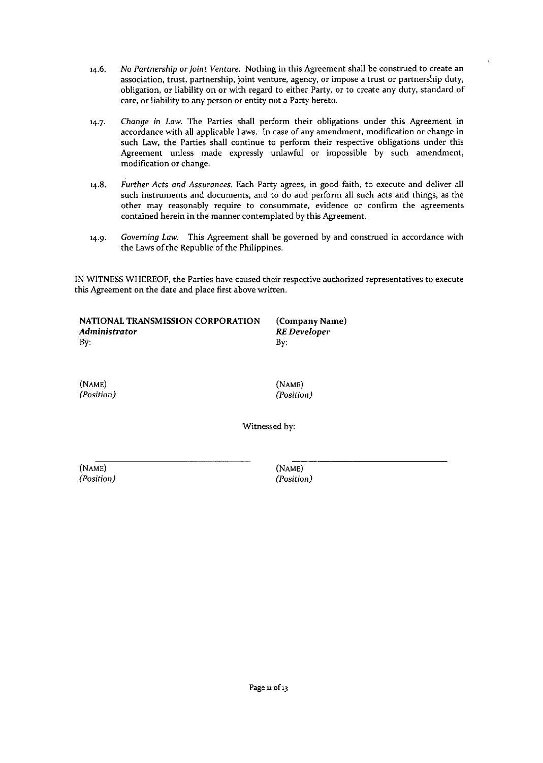14.6. *No Partnership or Joint Venture.* Nothing in this Agreement shall be construed to create an association, trust, partnership, joint venture, agency, or impose a trust or partnership duty, obligation, or liability on or with regard to either Party, or to create any duty, standard of care, or liability to any person or entity not a Party hereto.

14.7. *Change in Law.* The Parties shall perform their obligations under this Agreement in accordance with all applicable Laws. In case of any amendment, modification or change in such Law, the Parties shall continue to perform their respective obligations under this Agreement unless made expressly unlawful or impossible by such amendment, modification or change.

14.8. *Further Acts and Assurances.* Each Party agrees, in good faith, to execute and deliver all such instruments and documents, and to do and perform all such acts and things, as the other may reasonably require to consummate, evidence or confirm the agreements contained herein in the manner contemplated by this Agreement.

14.9. *Governing Law.* This Agreement shall be governed by and construed in accordance with the Laws of the Republic of the Philippines.

IN WITNESS WHEREOF, the Parties have caused their respective authorized representatives to execute this Agreement on the date and place first above written.

| | |
|---|---|
| **NATIONAL TRANSMISSION CORPORATION** | **(Company Name)** |
| ***Administrator*** | ***RE Developer*** |
| By: | By: |
| | |
| (NAME) | (NAME) |
| *(Position)* | *(Position)* |

Witnessed by:

| | |
|---|---|
| \_\_\_\_\_\_\_\_\_\_\_\_\_\_\_\_\_\_\_\_\_\_\_\_\_\_\_\_ | \_\_\_\_\_\_\_\_\_\_\_\_\_\_\_\_\_\_\_\_\_\_\_\_\_\_\_\_ |
| (NAME) | (NAME) |
| *(Position)* | *(Position)* |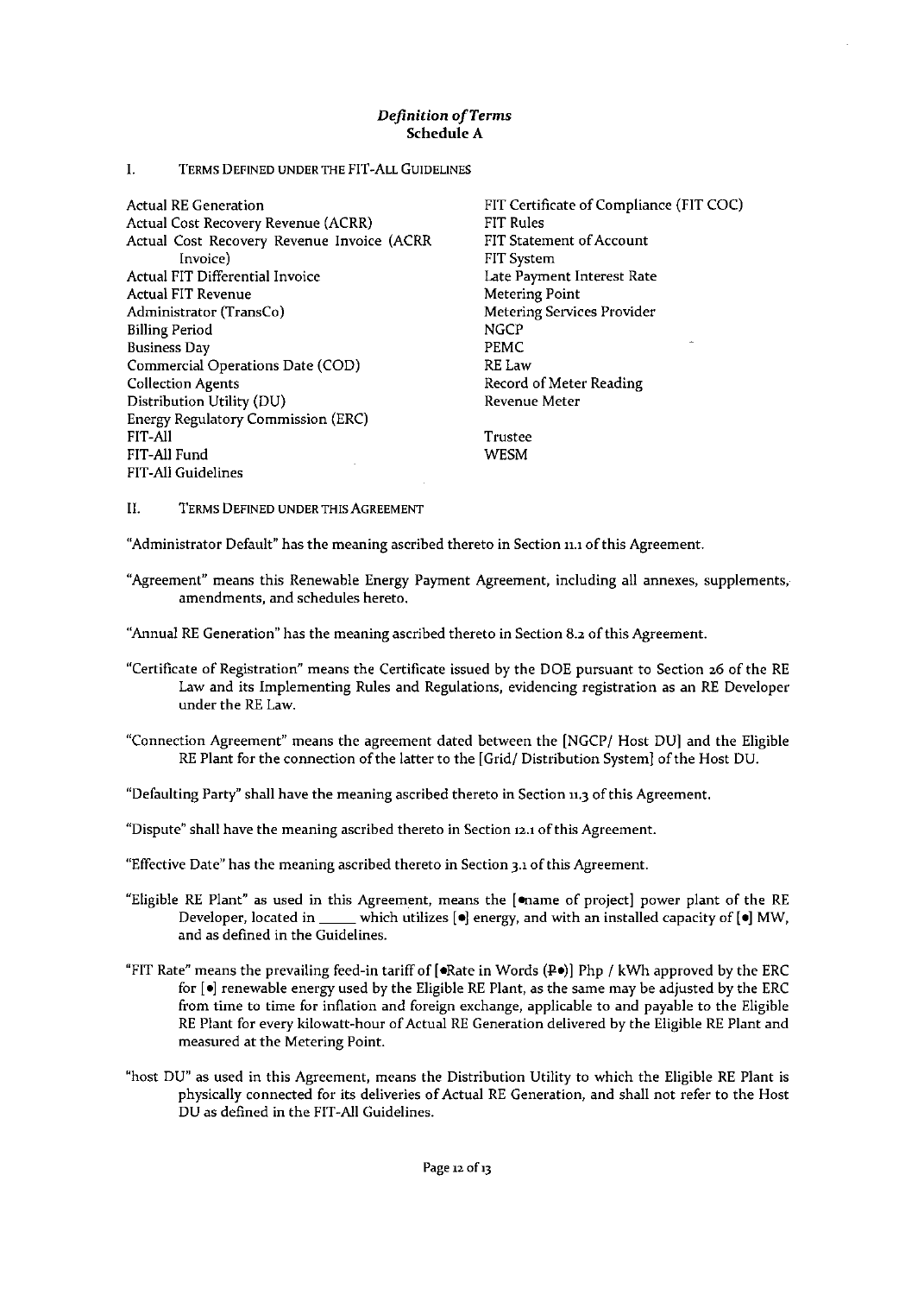### *Definition of Terms*
### Schedule A

I. TERMS DEFINED UNDER THE FIT-ALL GUIDELINES

- Actual RE Generation
- Actual Cost Recovery Revenue (ACRR)
- Actual Cost Recovery Revenue Invoice (ACRR Invoice)
- Actual FIT Differential Invoice
- Actual FIT Revenue
- Administrator (TransCo)
- Billing Period
- Business Day
- Commercial Operations Date (COD)
- Collection Agents
- Distribution Utility (DU)
- Energy Regulatory Commission (ERC)
- FIT-All
- FIT-All Fund
- FIT-All Guidelines
- FIT Certificate of Compliance (FIT COC)
- FIT Rules
- FIT Statement of Account
- FIT System
- Late Payment Interest Rate
- Metering Point
- Metering Services Provider
- NGCP
- PEMC
- RE Law
- Record of Meter Reading
- Revenue Meter
- Trustee
- WESM

II. TERMS DEFINED UNDER THIS AGREEMENT

"Administrator Default" has the meaning ascribed thereto in Section 11.1 of this Agreement.

"Agreement" means this Renewable Energy Payment Agreement, including all annexes, supplements, amendments, and schedules hereto.

"Annual RE Generation" has the meaning ascribed thereto in Section 8.2 of this Agreement.

"Certificate of Registration" means the Certificate issued by the DOE pursuant to Section 26 of the RE Law and its Implementing Rules and Regulations, evidencing registration as an RE Developer under the RE Law.

"Connection Agreement" means the agreement dated between the [NGCP/ Host DU] and the Eligible RE Plant for the connection of the latter to the [Grid/ Distribution System] of the Host DU.

"Defaulting Party" shall have the meaning ascribed thereto in Section 11.3 of this Agreement.

"Dispute" shall have the meaning ascribed thereto in Section 12.1 of this Agreement.

"Effective Date" has the meaning ascribed thereto in Section 3.1 of this Agreement.

"Eligible RE Plant" as used in this Agreement, means the [•name of project] power plant of the RE Developer, located in _____ which utilizes [•] energy, and with an installed capacity of [•] MW, and as defined in the Guidelines.

"FIT Rate" means the prevailing feed-in tariff of [•Rate in Words (₱•)] Php / kWh approved by the ERC for [•] renewable energy used by the Eligible RE Plant, as the same may be adjusted by the ERC from time to time for inflation and foreign exchange, applicable to and payable to the Eligible RE Plant for every kilowatt-hour of Actual RE Generation delivered by the Eligible RE Plant and measured at the Metering Point.

"host DU" as used in this Agreement, means the Distribution Utility to which the Eligible RE Plant is physically connected for its deliveries of Actual RE Generation, and shall not refer to the Host DU as defined in the FIT-All Guidelines.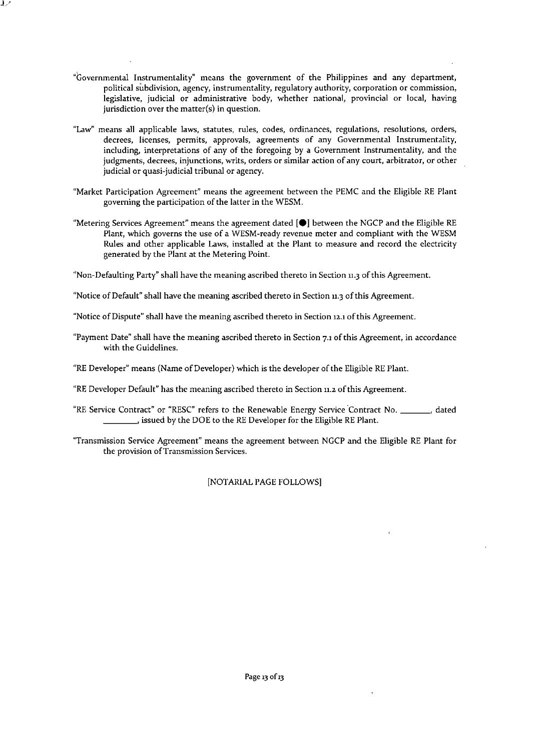"Governmental Instrumentality" means the government of the Philippines and any department, political subdivision, agency, instrumentality, regulatory authority, corporation or commission, legislative, judicial or administrative body, whether national, provincial or local, having jurisdiction over the matter(s) in question.

"Law" means all applicable laws, statutes, rules, codes, ordinances, regulations, resolutions, orders, decrees, licenses, permits, approvals, agreements of any Governmental Instrumentality, including, interpretations of any of the foregoing by a Government Instrumentality, and the judgments, decrees, injunctions, writs, orders or similar action of any court, arbitrator, or other judicial or quasi-judicial tribunal or agency.

"Market Participation Agreement" means the agreement between the PEMC and the Eligible RE Plant governing the participation of the latter in the WESM.

"Metering Services Agreement" means the agreement dated [●] between the NGCP and the Eligible RE Plant, which governs the use of a WESM-ready revenue meter and compliant with the WESM Rules and other applicable Laws, installed at the Plant to measure and record the electricity generated by the Plant at the Metering Point.

"Non-Defaulting Party" shall have the meaning ascribed thereto in Section 11.3 of this Agreement.

"Notice of Default" shall have the meaning ascribed thereto in Section 11.3 of this Agreement.

"Notice of Dispute" shall have the meaning ascribed thereto in Section 12.1 of this Agreement.

"Payment Date" shall have the meaning ascribed thereto in Section 7.1 of this Agreement, in accordance with the Guidelines.

"RE Developer" means (Name of Developer) which is the developer of the Eligible RE Plant.

"RE Developer Default" has the meaning ascribed thereto in Section 11.2 of this Agreement.

"RE Service Contract" or "RESC" refers to the Renewable Energy Service Contract No. _______, dated ________, issued by the DOE to the RE Developer for the Eligible RE Plant.

"Transmission Service Agreement" means the agreement between NGCP and the Eligible RE Plant for the provision of Transmission Services.

[NOTARIAL PAGE FOLLOWS]